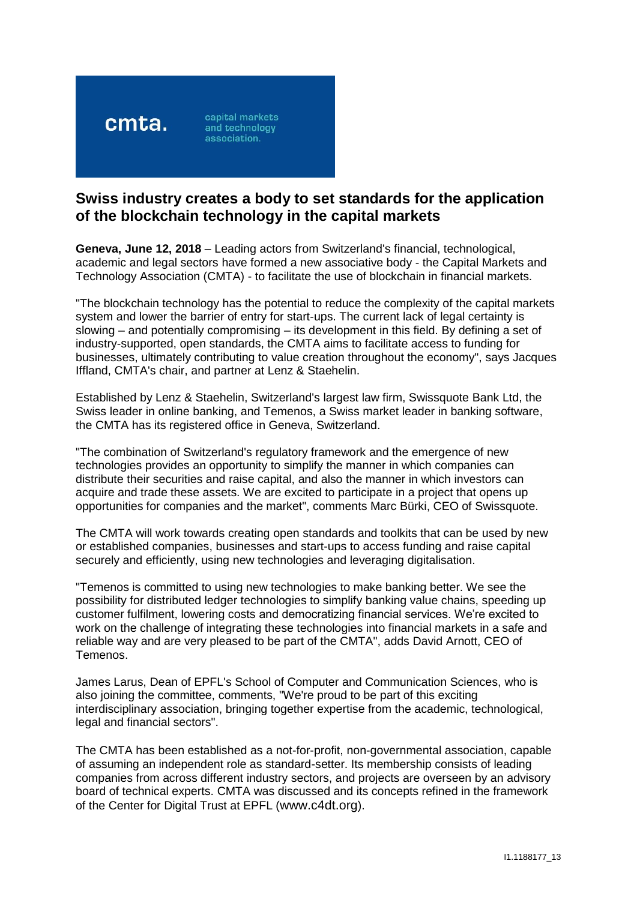cmta. capital markets and technology association.

# Swiss industry creates a body to set standards for the application of the blockchain technology in the capital markets

**Geneva, June 12, 2018** – Leading actors from Switzerland's financial, technological, academic and legal sectors have formed a new associative body - the Capital Markets and Technology Association (CMTA) - to facilitate the use of blockchain in financial markets.

"The blockchain technology has the potential to reduce the complexity of the capital markets system and lower the barrier of entry for start-ups. The current lack of legal certainty is slowing – and potentially compromising – its development in this field. By defining a set of industry-supported, open standards, the CMTA aims to facilitate access to funding for businesses, ultimately contributing to value creation throughout the economy", says Jacques Iffland, CMTA's chair, and partner at Lenz & Staehelin.

Established by Lenz & Staehelin, Switzerland's largest law firm, Swissquote Bank Ltd, the Swiss leader in online banking, and Temenos, a Swiss market leader in banking software, the CMTA has its registered office in Geneva, Switzerland.

"The combination of Switzerland's regulatory framework and the emergence of new technologies provides an opportunity to simplify the manner in which companies can distribute their securities and raise capital, and also the manner in which investors can acquire and trade these assets. We are excited to participate in a project that opens up opportunities for companies and the market", comments Marc Bürki, CEO of Swissquote.

The CMTA will work towards creating open standards and toolkits that can be used by new or established companies, businesses and start-ups to access funding and raise capital securely and efficiently, using new technologies and leveraging digitalisation.

"Temenos is committed to using new technologies to make banking better. We see the possibility for distributed ledger technologies to simplify banking value chains, speeding up customer fulfilment, lowering costs and democratizing financial services. We're excited to work on the challenge of integrating these technologies into financial markets in a safe and reliable way and are very pleased to be part of the CMTA", adds David Arnott, CEO of Temenos.

James Larus, Dean of EPFL's School of Computer and Communication Sciences, who is also joining the committee, comments, "We're proud to be part of this exciting interdisciplinary association, bringing together expertise from the academic, technological, legal and financial sectors".

The CMTA has been established as a not-for-profit, non-governmental association, capable of assuming an independent role as standard-setter. Its membership consists of leading companies from across different industry sectors, and projects are overseen by an advisory board of technical experts. CMTA was discussed and its concepts refined in the framework of the Center for Digital Trust at EPFL (www.c4dt.org).

I1.1188177_13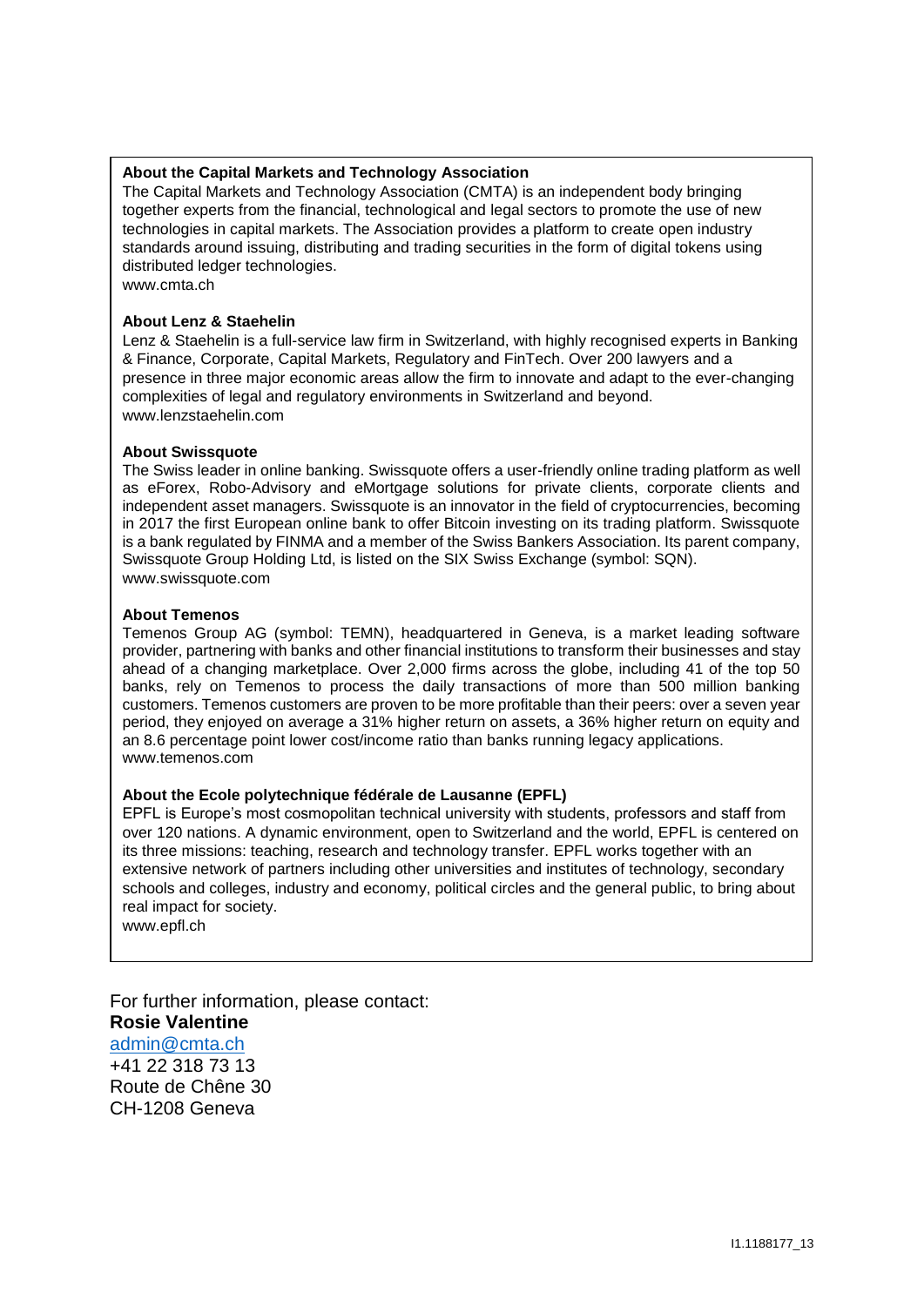**About the Capital Markets and Technology Association**

The Capital Markets and Technology Association (CMTA) is an independent body bringing together experts from the financial, technological and legal sectors to promote the use of new technologies in capital markets. The Association provides a platform to create open industry standards around issuing, distributing and trading securities in the form of digital tokens using distributed ledger technologies.
www.cmta.ch

**About Lenz & Staehelin**

Lenz & Staehelin is a full-service law firm in Switzerland, with highly recognised experts in Banking & Finance, Corporate, Capital Markets, Regulatory and FinTech. Over 200 lawyers and a presence in three major economic areas allow the firm to innovate and adapt to the ever-changing complexities of legal and regulatory environments in Switzerland and beyond.
www.lenzstaehelin.com

**About Swissquote**

The Swiss leader in online banking. Swissquote offers a user-friendly online trading platform as well as eForex, Robo-Advisory and eMortgage solutions for private clients, corporate clients and independent asset managers. Swissquote is an innovator in the field of cryptocurrencies, becoming in 2017 the first European online bank to offer Bitcoin investing on its trading platform. Swissquote is a bank regulated by FINMA and a member of the Swiss Bankers Association. Its parent company, Swissquote Group Holding Ltd, is listed on the SIX Swiss Exchange (symbol: SQN).
www.swissquote.com

**About Temenos**

Temenos Group AG (symbol: TEMN), headquartered in Geneva, is a market leading software provider, partnering with banks and other financial institutions to transform their businesses and stay ahead of a changing marketplace. Over 2,000 firms across the globe, including 41 of the top 50 banks, rely on Temenos to process the daily transactions of more than 500 million banking customers. Temenos customers are proven to be more profitable than their peers: over a seven year period, they enjoyed on average a 31% higher return on assets, a 36% higher return on equity and an 8.6 percentage point lower cost/income ratio than banks running legacy applications.
www.temenos.com

**About the Ecole polytechnique fédérale de Lausanne (EPFL)**

EPFL is Europe's most cosmopolitan technical university with students, professors and staff from over 120 nations. A dynamic environment, open to Switzerland and the world, EPFL is centered on its three missions: teaching, research and technology transfer. EPFL works together with an extensive network of partners including other universities and institutes of technology, secondary schools and colleges, industry and economy, political circles and the general public, to bring about real impact for society.
www.epfl.ch

For further information, please contact:
**Rosie Valentine**
admin@cmta.ch
+41 22 318 73 13
Route de Chêne 30
CH-1208 Geneva

I1.1188177_13